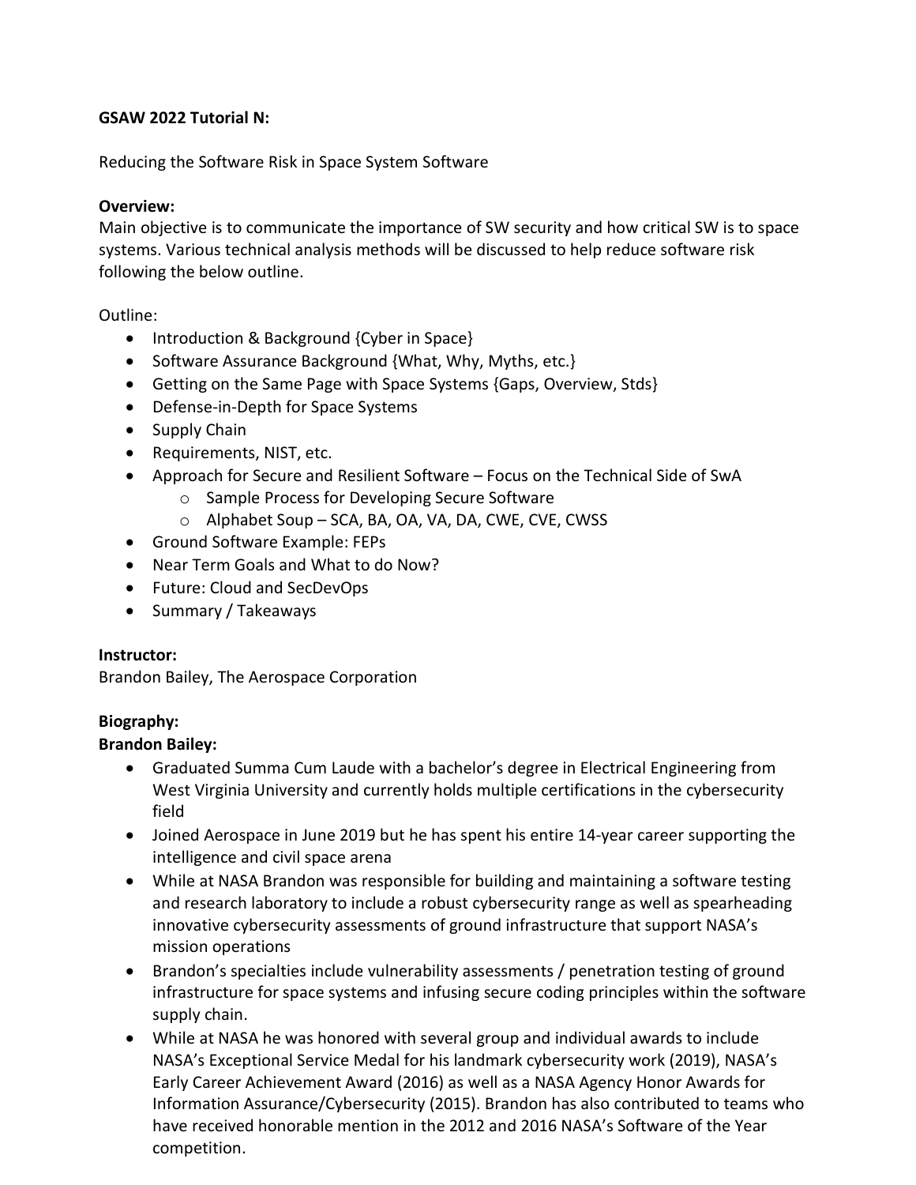**GSAW 2022 Tutorial N:**

Reducing the Software Risk in Space System Software

**Overview:**
Main objective is to communicate the importance of SW security and how critical SW is to space systems. Various technical analysis methods will be discussed to help reduce software risk following the below outline.

Outline:

- Introduction & Background {Cyber in Space}
- Software Assurance Background {What, Why, Myths, etc.}
- Getting on the Same Page with Space Systems {Gaps, Overview, Stds}
- Defense-in-Depth for Space Systems
- Supply Chain
- Requirements, NIST, etc.
- Approach for Secure and Resilient Software – Focus on the Technical Side of SwA
    - Sample Process for Developing Secure Software
    - Alphabet Soup – SCA, BA, OA, VA, DA, CWE, CVE, CWSS
- Ground Software Example: FEPs
- Near Term Goals and What to do Now?
- Future: Cloud and SecDevOps
- Summary / Takeaways

**Instructor:**
Brandon Bailey, The Aerospace Corporation

**Biography:**

**Brandon Bailey:**

- Graduated Summa Cum Laude with a bachelor's degree in Electrical Engineering from West Virginia University and currently holds multiple certifications in the cybersecurity field
- Joined Aerospace in June 2019 but he has spent his entire 14-year career supporting the intelligence and civil space arena
- While at NASA Brandon was responsible for building and maintaining a software testing and research laboratory to include a robust cybersecurity range as well as spearheading innovative cybersecurity assessments of ground infrastructure that support NASA's mission operations
- Brandon's specialties include vulnerability assessments / penetration testing of ground infrastructure for space systems and infusing secure coding principles within the software supply chain.
- While at NASA he was honored with several group and individual awards to include NASA's Exceptional Service Medal for his landmark cybersecurity work (2019), NASA's Early Career Achievement Award (2016) as well as a NASA Agency Honor Awards for Information Assurance/Cybersecurity (2015). Brandon has also contributed to teams who have received honorable mention in the 2012 and 2016 NASA's Software of the Year competition.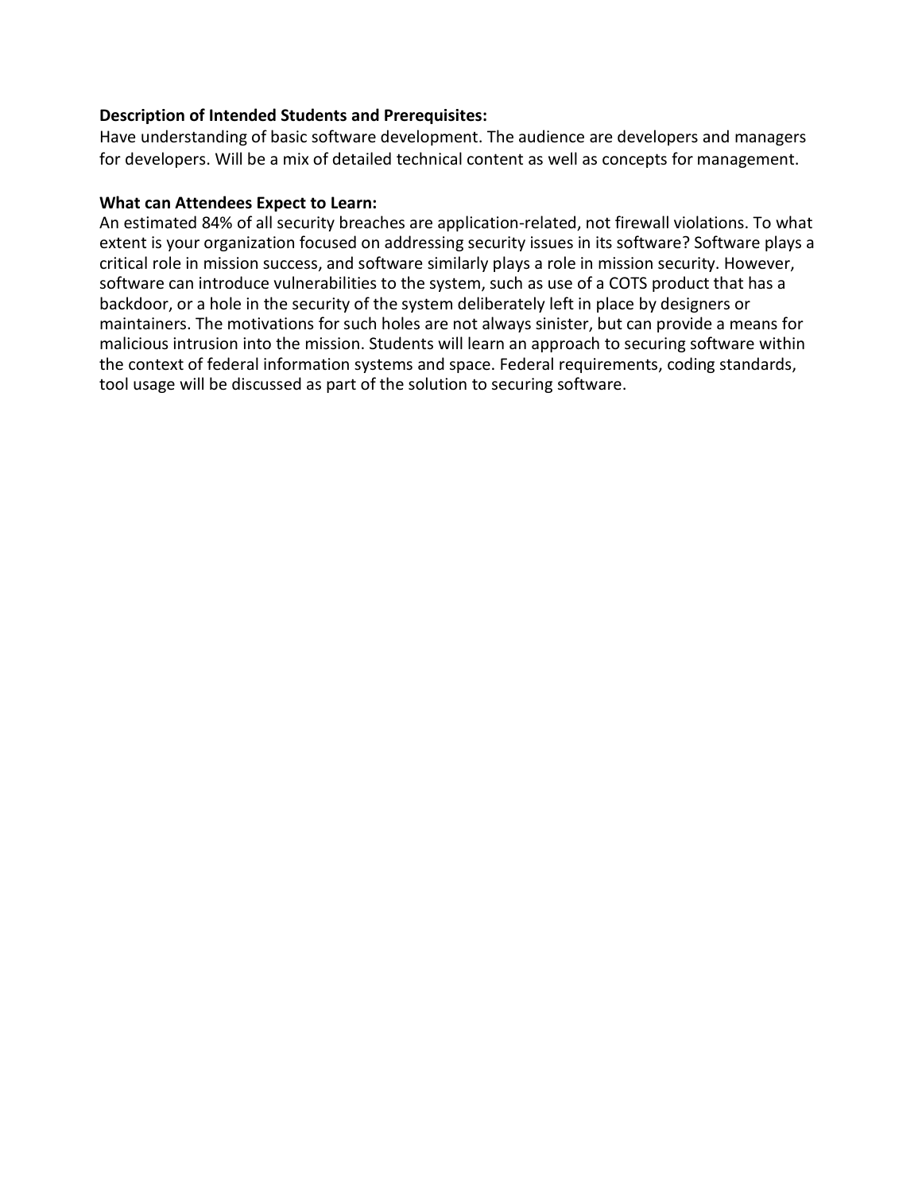**Description of Intended Students and Prerequisites:**
Have understanding of basic software development. The audience are developers and managers for developers. Will be a mix of detailed technical content as well as concepts for management.

**What can Attendees Expect to Learn:**
An estimated 84% of all security breaches are application-related, not firewall violations. To what extent is your organization focused on addressing security issues in its software? Software plays a critical role in mission success, and software similarly plays a role in mission security. However, software can introduce vulnerabilities to the system, such as use of a COTS product that has a backdoor, or a hole in the security of the system deliberately left in place by designers or maintainers. The motivations for such holes are not always sinister, but can provide a means for malicious intrusion into the mission. Students will learn an approach to securing software within the context of federal information systems and space. Federal requirements, coding standards, tool usage will be discussed as part of the solution to securing software.